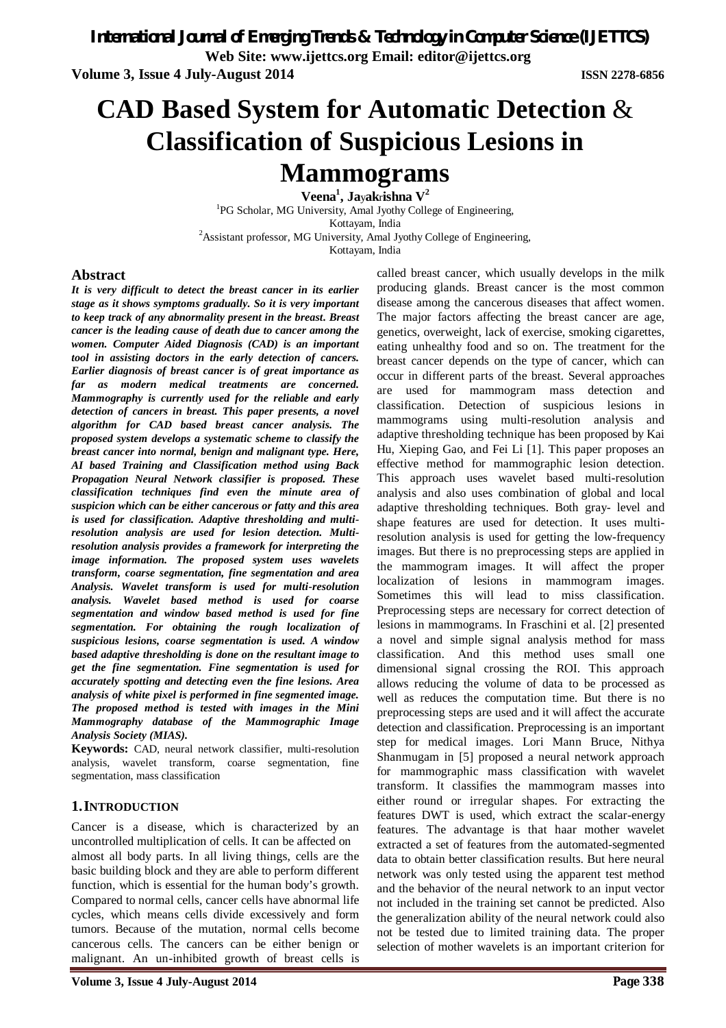# CAD Based System for Automatic Detection & Classification of Suspicious Lesions in Mammograms

**Veena[1], Jayakrishna V[2]**

[1]PG Scholar, MG University, Amal Jyothy College of Engineering, Kottayam, India

[2]Assistant professor, MG University, Amal Jyothy College of Engineering, Kottayam, India

## Abstract

***It is very difficult to detect the breast cancer in its earlier stage as it shows symptoms gradually. So it is very important to keep track of any abnormality present in the breast. Breast cancer is the leading cause of death due to cancer among the women. Computer Aided Diagnosis (CAD) is an important tool in assisting doctors in the early detection of cancers. Earlier diagnosis of breast cancer is of great importance as far as modern medical treatments are concerned. Mammography is currently used for the reliable and early detection of cancers in breast. This paper presents, a novel algorithm for CAD based breast cancer analysis. The proposed system develops a systematic scheme to classify the breast cancer into normal, benign and malignant type. Here, AI based Training and Classification method using Back Propagation Neural Network classifier is proposed. These classification techniques find even the minute area of suspicion which can be either cancerous or fatty and this area is used for classification. Adaptive thresholding and multi-resolution analysis are used for lesion detection. Multi-resolution analysis provides a framework for interpreting the image information. The proposed system uses wavelets transform, coarse segmentation, fine segmentation and area Analysis. Wavelet transform is used for multi-resolution analysis. Wavelet based method is used for coarse segmentation and window based method is used for fine segmentation. For obtaining the rough localization of suspicious lesions, coarse segmentation is used. A window based adaptive thresholding is done on the resultant image to get the fine segmentation. Fine segmentation is used for accurately spotting and detecting even the fine lesions. Area analysis of white pixel is performed in fine segmented image. The proposed method is tested with images in the Mini Mammography database of the Mammographic Image Analysis Society (MIAS).***

**Keywords:** CAD, neural network classifier, multi-resolution analysis, wavelet transform, coarse segmentation, fine segmentation, mass classification

## 1. INTRODUCTION

Cancer is a disease, which is characterized by an uncontrolled multiplication of cells. It can be affected on almost all body parts. In all living things, cells are the basic building block and they are able to perform different function, which is essential for the human body's growth. Compared to normal cells, cancer cells have abnormal life cycles, which means cells divide excessively and form tumors. Because of the mutation, normal cells become cancerous cells. The cancers can be either benign or malignant. An un-inhibited growth of breast cells is called breast cancer, which usually develops in the milk producing glands. Breast cancer is the most common disease among the cancerous diseases that affect women. The major factors affecting the breast cancer are age, genetics, overweight, lack of exercise, smoking cigarettes, eating unhealthy food and so on. The treatment for the breast cancer depends on the type of cancer, which can occur in different parts of the breast. Several approaches are used for mammogram mass detection and classification. Detection of suspicious lesions in mammograms using multi-resolution analysis and adaptive thresholding technique has been proposed by Kai Hu, Xieping Gao, and Fei Li [1]. This paper proposes an effective method for mammographic lesion detection. This approach uses wavelet based multi-resolution analysis and also uses combination of global and local adaptive thresholding techniques. Both gray- level and shape features are used for detection. It uses multi-resolution analysis is used for getting the low-frequency images. But there is no preprocessing steps are applied in the mammogram images. It will affect the proper localization of lesions in mammogram images. Sometimes this will lead to miss classification. Preprocessing steps are necessary for correct detection of lesions in mammograms. In Fraschini et al. [2] presented a novel and simple signal analysis method for mass classification. And this method uses small one dimensional signal crossing the ROI. This approach allows reducing the volume of data to be processed as well as reduces the computation time. But there is no preprocessing steps are used and it will affect the accurate detection and classification. Preprocessing is an important step for medical images. Lori Mann Bruce, Nithya Shanmugam in [5] proposed a neural network approach for mammographic mass classification with wavelet transform. It classifies the mammogram masses into either round or irregular shapes. For extracting the features DWT is used, which extract the scalar-energy features. The advantage is that haar mother wavelet extracted a set of features from the automated-segmented data to obtain better classification results. But here neural network was only tested using the apparent test method and the behavior of the neural network to an input vector not included in the training set cannot be predicted. Also the generalization ability of the neural network could also not be tested due to limited training data. The proper selection of mother wavelets is an important criterion for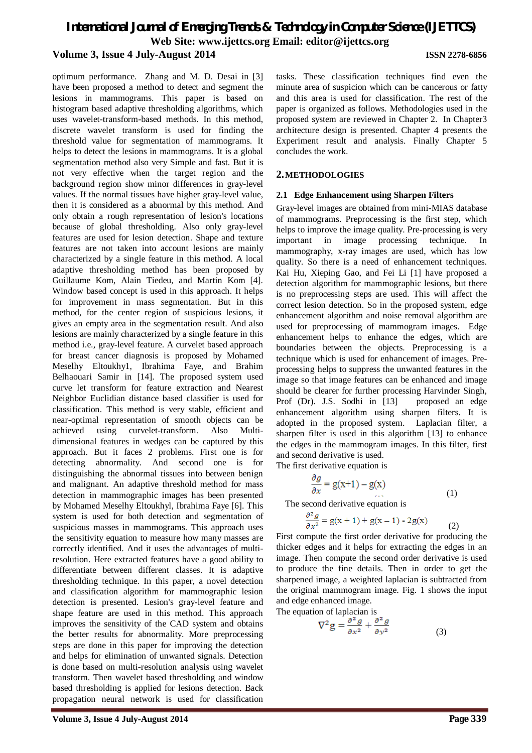optimum performance. Zhang and M. D. Desai in [3] have been proposed a method to detect and segment the lesions in mammograms. This paper is based on histogram based adaptive thresholding algorithms, which uses wavelet-transform-based methods. In this method, discrete wavelet transform is used for finding the threshold value for segmentation of mammograms. It helps to detect the lesions in mammograms. It is a global segmentation method also very Simple and fast. But it is not very effective when the target region and the background region show minor differences in gray-level values. If the normal tissues have higher gray-level value, then it is considered as a abnormal by this method. And only obtain a rough representation of lesion's locations because of global thresholding. Also only gray-level features are used for lesion detection. Shape and texture features are not taken into account lesions are mainly characterized by a single feature in this method. A local adaptive thresholding method has been proposed by Guillaume Kom, Alain Tiedeu, and Martin Kom [4]. Window based concept is used in this approach. It helps for improvement in mass segmentation. But in this method, for the center region of suspicious lesions, it gives an empty area in the segmentation result. And also lesions are mainly characterized by a single feature in this method i.e., gray-level feature. A curvelet based approach for breast cancer diagnosis is proposed by Mohamed Meselhy Eltoukhy1, Ibrahima Faye, and Brahim Belhaouari Samir in [14]. The proposed system used curve let transform for feature extraction and Nearest Neighbor Euclidian distance based classifier is used for classification. This method is very stable, efficient and near-optimal representation of smooth objects can be achieved using curvelet-transform. Also Multi-dimensional features in wedges can be captured by this approach. But it faces 2 problems. First one is for detecting abnormality. And second one is for distinguishing the abnormal tissues into between benign and malignant. An adaptive threshold method for mass detection in mammographic images has been presented by Mohamed Meselhy Eltoukhyl, Ibrahima Faye [6]. This system is used for both detection and segmentation of suspicious masses in mammograms. This approach uses the sensitivity equation to measure how many masses are correctly identified. And it uses the advantages of multi-resolution. Here extracted features have a good ability to differentiate between different classes. It is adaptive thresholding technique. In this paper, a novel detection and classification algorithm for mammographic lesion detection is presented. Lesion's gray-level feature and shape feature are used in this method. This approach improves the sensitivity of the CAD system and obtains the better results for abnormality. More preprocessing steps are done in this paper for improving the detection and helps for elimination of unwanted signals. Detection is done based on multi-resolution analysis using wavelet transform. Then wavelet based thresholding and window based thresholding is applied for lesions detection. Back propagation neural network is used for classification tasks. These classification techniques find even the minute area of suspicion which can be cancerous or fatty and this area is used for classification. The rest of the paper is organized as follows. Methodologies used in the proposed system are reviewed in Chapter 2. In Chapter3 architecture design is presented. Chapter 4 presents the Experiment result and analysis. Finally Chapter 5 concludes the work.

## 2. METHODOLOGIES

### 2.1 Edge Enhancement using Sharpen Filters

Gray-level images are obtained from mini-MIAS database of mammograms. Preprocessing is the first step, which helps to improve the image quality. Pre-processing is very important in image processing technique. In mammography, x-ray images are used, which has low quality. So there is a need of enhancement techniques. Kai Hu, Xieping Gao, and Fei Li [1] have proposed a detection algorithm for mammographic lesions, but there is no preprocessing steps are used. This will affect the correct lesion detection. So in the proposed system, edge enhancement algorithm and noise removal algorithm are used for preprocessing of mammogram images. Edge enhancement helps to enhance the edges, which are boundaries between the objects. Preprocessing is a technique which is used for enhancement of images. Pre-processing helps to suppress the unwanted features in the image so that image features can be enhanced and image should be clearer for further processing Harvinder Singh, Prof (Dr). J.S. Sodhi in [13] proposed an edge enhancement algorithm using sharpen filters. It is adopted in the proposed system. Laplacian filter, a sharpen filter is used in this algorithm [13] to enhance the edges in the mammogram images. In this filter, first and second derivative is used.

The first derivative equation is

$$\frac{\partial g}{\partial x} = g(x+1) - g(x) \tag{1}$$

The second derivative equation is

$$\frac{\partial^2 g}{\partial x^2} = g(x+1) + g(x-1) - 2g(x) \tag{2}$$

First compute the first order derivative for producing the thicker edges and it helps for extracting the edges in an image. Then compute the second order derivative is used to produce the fine details. Then in order to get the sharpened image, a weighted laplacian is subtracted from the original mammogram image. Fig. 1 shows the input and edge enhanced image.

The equation of laplacian is

$$\nabla^2 g = \frac{\partial^2 g}{\partial x^2} + \frac{\partial^2 g}{\partial y^2} \tag{3}$$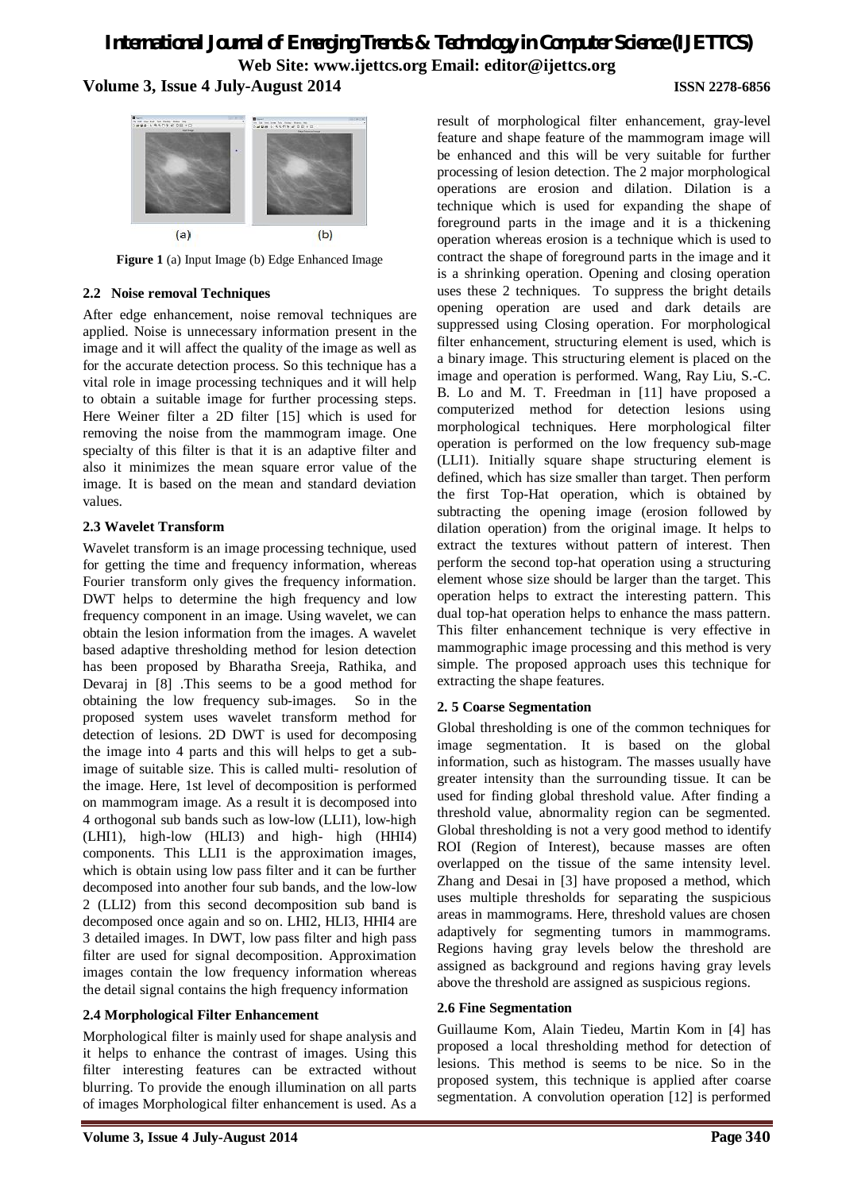**Figure 1** (a) Input Image (b) Edge Enhanced Image

### 2.2 Noise removal Techniques

After edge enhancement, noise removal techniques are applied. Noise is unnecessary information present in the image and it will affect the quality of the image as well as for the accurate detection process. So this technique has a vital role in image processing techniques and it will help to obtain a suitable image for further processing steps. Here Weiner filter a 2D filter [15] which is used for removing the noise from the mammogram image. One specialty of this filter is that it is an adaptive filter and also it minimizes the mean square error value of the image. It is based on the mean and standard deviation values.

### 2.3 Wavelet Transform

Wavelet transform is an image processing technique, used for getting the time and frequency information, whereas Fourier transform only gives the frequency information. DWT helps to determine the high frequency and low frequency component in an image. Using wavelet, we can obtain the lesion information from the images. A wavelet based adaptive thresholding method for lesion detection has been proposed by Bharatha Sreeja, Rathika, and Devaraj in [8] .This seems to be a good method for obtaining the low frequency sub-images. So in the proposed system uses wavelet transform method for detection of lesions. 2D DWT is used for decomposing the image into 4 parts and this will helps to get a sub-image of suitable size. This is called multi- resolution of the image. Here, 1st level of decomposition is performed on mammogram image. As a result it is decomposed into 4 orthogonal sub bands such as low-low (LLI1), low-high (LHI1), high-low (HLI3) and high- high (HHI4) components. This LLI1 is the approximation images, which is obtain using low pass filter and it can be further decomposed into another four sub bands, and the low-low 2 (LLI2) from this second decomposition sub band is decomposed once again and so on. LHI2, HLI3, HHI4 are 3 detailed images. In DWT, low pass filter and high pass filter are used for signal decomposition. Approximation images contain the low frequency information whereas the detail signal contains the high frequency information

### 2.4 Morphological Filter Enhancement

Morphological filter is mainly used for shape analysis and it helps to enhance the contrast of images. Using this filter interesting features can be extracted without blurring. To provide the enough illumination on all parts of images Morphological filter enhancement is used. As a result of morphological filter enhancement, gray-level feature and shape feature of the mammogram image will be enhanced and this will be very suitable for further processing of lesion detection. The 2 major morphological operations are erosion and dilation. Dilation is a technique which is used for expanding the shape of foreground parts in the image and it is a thickening operation whereas erosion is a technique which is used to contract the shape of foreground parts in the image and it is a shrinking operation. Opening and closing operation uses these 2 techniques. To suppress the bright details opening operation are used and dark details are suppressed using Closing operation. For morphological filter enhancement, structuring element is used, which is a binary image. This structuring element is placed on the image and operation is performed. Wang, Ray Liu, S.-C. B. Lo and M. T. Freedman in [11] have proposed a computerized method for detection lesions using morphological techniques. Here morphological filter operation is performed on the low frequency sub-mage (LLI1). Initially square shape structuring element is defined, which has size smaller than target. Then perform the first Top-Hat operation, which is obtained by subtracting the opening image (erosion followed by dilation operation) from the original image. It helps to extract the textures without pattern of interest. Then perform the second top-hat operation using a structuring element whose size should be larger than the target. This operation helps to extract the interesting pattern. This dual top-hat operation helps to enhance the mass pattern. This filter enhancement technique is very effective in mammographic image processing and this method is very simple. The proposed approach uses this technique for extracting the shape features.

### 2. 5 Coarse Segmentation

Global thresholding is one of the common techniques for image segmentation. It is based on the global information, such as histogram. The masses usually have greater intensity than the surrounding tissue. It can be used for finding global threshold value. After finding a threshold value, abnormality region can be segmented. Global thresholding is not a very good method to identify ROI (Region of Interest), because masses are often overlapped on the tissue of the same intensity level. Zhang and Desai in [3] have proposed a method, which uses multiple thresholds for separating the suspicious areas in mammograms. Here, threshold values are chosen adaptively for segmenting tumors in mammograms. Regions having gray levels below the threshold are assigned as background and regions having gray levels above the threshold are assigned as suspicious regions.

### 2.6 Fine Segmentation

Guillaume Kom, Alain Tiedeu, Martin Kom in [4] has proposed a local thresholding method for detection of lesions. This method is seems to be nice. So in the proposed system, this technique is applied after coarse segmentation. A convolution operation [12] is performed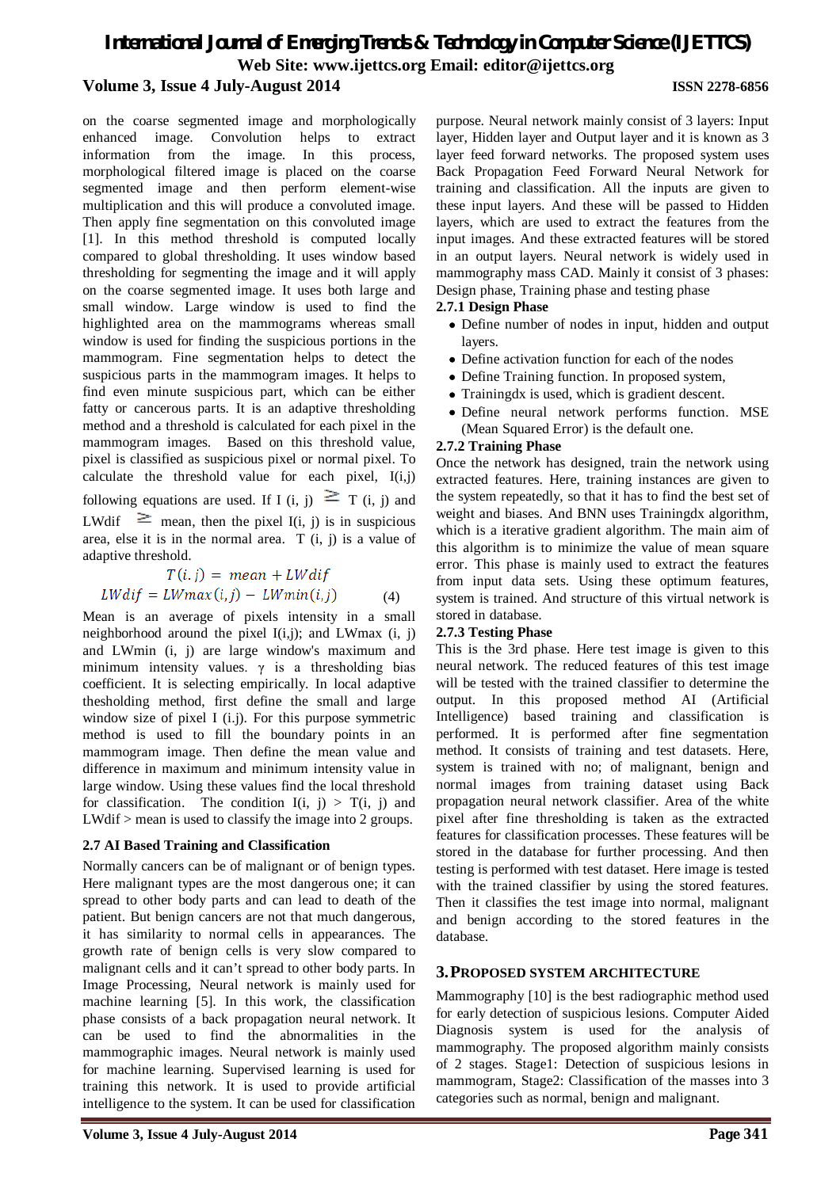on the coarse segmented image and morphologically enhanced image. Convolution helps to extract information from the image. In this process, morphological filtered image is placed on the coarse segmented image and then perform element-wise multiplication and this will produce a convoluted image. Then apply fine segmentation on this convoluted image [1]. In this method threshold is computed locally compared to global thresholding. It uses window based thresholding for segmenting the image and it will apply on the coarse segmented image. It uses both large and small window. Large window is used to find the highlighted area on the mammograms whereas small window is used for finding the suspicious portions in the mammogram. Fine segmentation helps to detect the suspicious parts in the mammogram images. It helps to find even minute suspicious part, which can be either fatty or cancerous parts. It is an adaptive thresholding method and a threshold is calculated for each pixel in the mammogram images. Based on this threshold value, pixel is classified as suspicious pixel or normal pixel. To calculate the threshold value for each pixel, I(i,j) following equations are used. If $I(i, j) \geq T(i, j)$ and LWdif $\geq$ mean, then the pixel I(i, j) is in suspicious area, else it is in the normal area. T (i, j) is a value of adaptive threshold.

$$T(i.j) = mean + LWdif$$
$$LWdif = LWmax(i,j) - LWmin(i,j) \quad (4)$$

Mean is an average of pixels intensity in a small neighborhood around the pixel I(i,j); and LWmax (i, j) and LWmin (i, j) are large window's maximum and minimum intensity values. $\gamma$ is a thresholding bias coefficient. It is selecting empirically. In local adaptive thesholding method, first define the small and large window size of pixel I (i.j). For this purpose symmetric method is used to fill the boundary points in an mammogram image. Then define the mean value and difference in maximum and minimum intensity value in large window. Using these values find the local threshold for classification. The condition $I(i, j) > T(i, j)$ and LWdif > mean is used to classify the image into 2 groups.

### 2.7 AI Based Training and Classification

Normally cancers can be of malignant or of benign types. Here malignant types are the most dangerous one; it can spread to other body parts and can lead to death of the patient. But benign cancers are not that much dangerous, it has similarity to normal cells in appearances. The growth rate of benign cells is very slow compared to malignant cells and it can't spread to other body parts. In Image Processing, Neural network is mainly used for machine learning [5]. In this work, the classification phase consists of a back propagation neural network. It can be used to find the abnormalities in the mammographic images. Neural network is mainly used for machine learning. Supervised learning is used for training this network. It is used to provide artificial intelligence to the system. It can be used for classification purpose. Neural network mainly consist of 3 layers: Input layer, Hidden layer and Output layer and it is known as 3 layer feed forward networks. The proposed system uses Back Propagation Feed Forward Neural Network for training and classification. All the inputs are given to these input layers. And these will be passed to Hidden layers, which are used to extract the features from the input images. And these extracted features will be stored in an output layers. Neural network is widely used in mammography mass CAD. Mainly it consist of 3 phases: Design phase, Training phase and testing phase

#### 2.7.1 Design Phase

- Define number of nodes in input, hidden and output layers.
- Define activation function for each of the nodes
- Define Training function. In proposed system,
- Trainingdx is used, which is gradient descent.
- Define neural network performs function. MSE (Mean Squared Error) is the default one.

#### 2.7.2 Training Phase

Once the network has designed, train the network using extracted features. Here, training instances are given to the system repeatedly, so that it has to find the best set of weight and biases. And BNN uses Trainingdx algorithm, which is a iterative gradient algorithm. The main aim of this algorithm is to minimize the value of mean square error. This phase is mainly used to extract the features from input data sets. Using these optimum features, system is trained. And structure of this virtual network is stored in database.

#### 2.7.3 Testing Phase

This is the 3rd phase. Here test image is given to this neural network. The reduced features of this test image will be tested with the trained classifier to determine the output. In this proposed method AI (Artificial Intelligence) based training and classification is performed. It is performed after fine segmentation method. It consists of training and test datasets. Here, system is trained with no; of malignant, benign and normal images from training dataset using Back propagation neural network classifier. Area of the white pixel after fine thresholding is taken as the extracted features for classification processes. These features will be stored in the database for further processing. And then testing is performed with test dataset. Here image is tested with the trained classifier by using the stored features. Then it classifies the test image into normal, malignant and benign according to the stored features in the database.

## 3. PROPOSED SYSTEM ARCHITECTURE

Mammography [10] is the best radiographic method used for early detection of suspicious lesions. Computer Aided Diagnosis system is used for the analysis of mammography. The proposed algorithm mainly consists of 2 stages. Stage1: Detection of suspicious lesions in mammogram, Stage2: Classification of the masses into 3 categories such as normal, benign and malignant.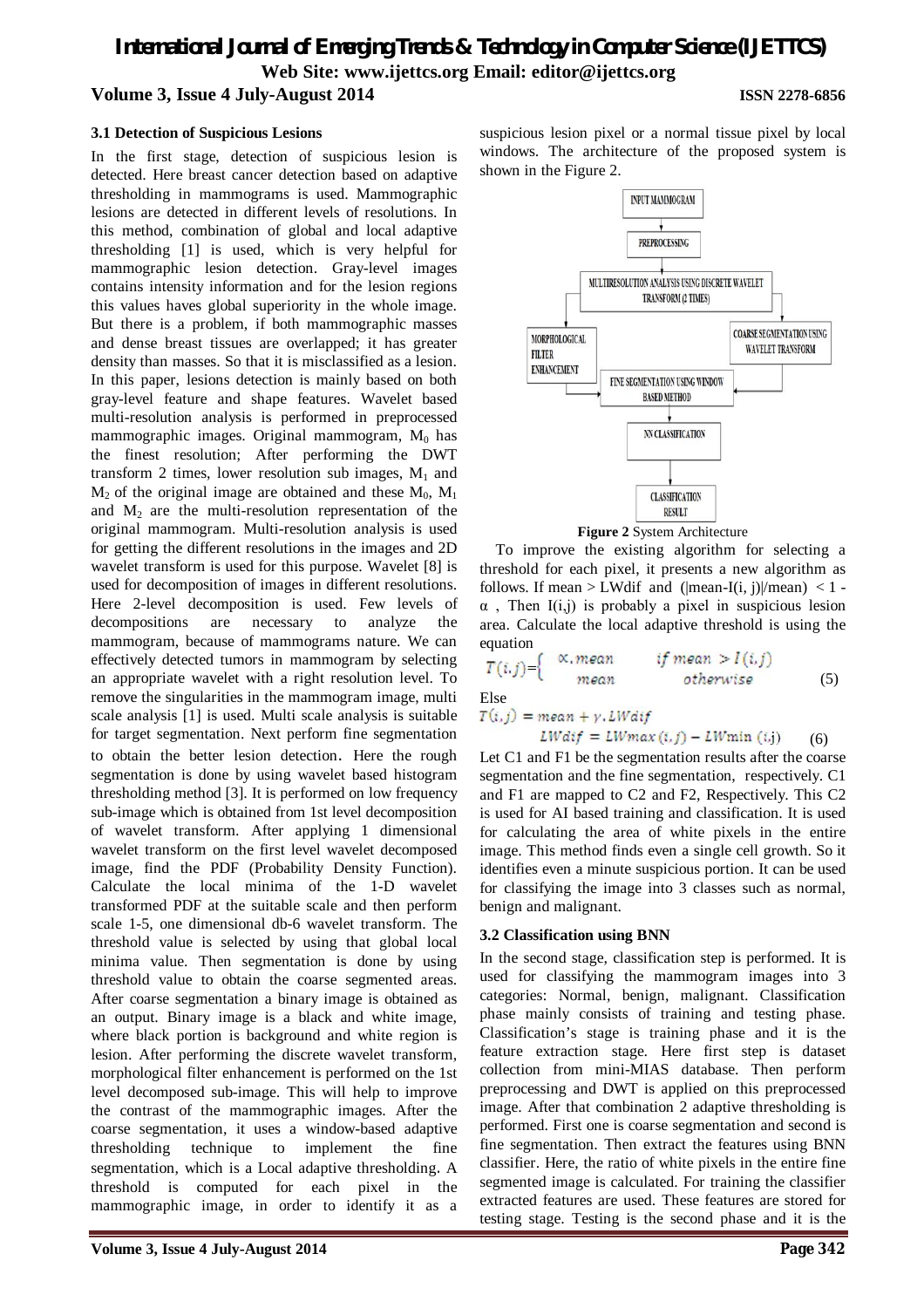### 3.1 Detection of Suspicious Lesions

In the first stage, detection of suspicious lesion is detected. Here breast cancer detection based on adaptive thresholding in mammograms is used. Mammographic lesions are detected in different levels of resolutions. In this method, combination of global and local adaptive thresholding [1] is used, which is very helpful for mammographic lesion detection. Gray-level images contains intensity information and for the lesion regions this values haves global superiority in the whole image. But there is a problem, if both mammographic masses and dense breast tissues are overlapped; it has greater density than masses. So that it is misclassified as a lesion. In this paper, lesions detection is mainly based on both gray-level feature and shape features. Wavelet based multi-resolution analysis is performed in preprocessed mammographic images. Original mammogram, $M_0$ has the finest resolution; After performing the DWT transform 2 times, lower resolution sub images, $M_1$ and $M_2$ of the original image are obtained and these $M_0$, $M_1$ and $M_2$ are the multi-resolution representation of the original mammogram. Multi-resolution analysis is used for getting the different resolutions in the images and 2D wavelet transform is used for this purpose. Wavelet [8] is used for decomposition of images in different resolutions. Here 2-level decomposition is used. Few levels of decompositions are necessary to analyze the mammogram, because of mammograms nature. We can effectively detected tumors in mammogram by selecting an appropriate wavelet with a right resolution level. To remove the singularities in the mammogram image, multi scale analysis [1] is used. Multi scale analysis is suitable for target segmentation. Next perform fine segmentation to obtain the better lesion detection. Here the rough segmentation is done by using wavelet based histogram thresholding method [3]. It is performed on low frequency sub-image which is obtained from 1st level decomposition of wavelet transform. After applying 1 dimensional wavelet transform on the first level wavelet decomposed image, find the PDF (Probability Density Function). Calculate the local minima of the 1-D wavelet transformed PDF at the suitable scale and then perform scale 1-5, one dimensional db-6 wavelet transform. The threshold value is selected by using that global local minima value. Then segmentation is done by using threshold value to obtain the coarse segmented areas. After coarse segmentation a binary image is obtained as an output. Binary image is a black and white image, where black portion is background and white region is lesion. After performing the discrete wavelet transform, morphological filter enhancement is performed on the 1st level decomposed sub-image. This will help to improve the contrast of the mammographic images. After the coarse segmentation, it uses a window-based adaptive thresholding technique to implement the fine segmentation, which is a Local adaptive thresholding. A threshold is computed for each pixel in the mammographic image, in order to identify it as a suspicious lesion pixel or a normal tissue pixel by local windows. The architecture of the proposed system is shown in the Figure 2.

INPUT MAMMOGRAM → PREPROCESSING → MULTIRESOLUTION ANALYSIS USING DISCRETE WAVELET TRANSFORM (2 TIMES) → MORPHOLOGICAL FILTER ENHANCEMENT / COARSE SEGMENTATION USING WAVELET TRANSFORM → FINE SEGMENTATION USING WINDOW BASED METHOD → NN CLASSIFICATION → CLASSIFICATION RESULT

**Figure 2** System Architecture

To improve the existing algorithm for selecting a threshold for each pixel, it presents a new algorithm as follows. If mean > LWdif and $(|mean-I(i,j)|/mean) < 1-\alpha$ , Then I(i,j) is probably a pixel in suspicious lesion area. Calculate the local adaptive threshold is using the equation

$$T(i,j)=\begin{cases} \alpha.mean & if\ mean > I(i,j) \\ mean & otherwise \end{cases} \quad (5)$$

Else

$$T(i,j) = mean + \gamma.LWdif$$

$$LWdif = LWmax(i,j) - LWmin(i,j) \quad (6)$$

Let C1 and F1 be the segmentation results after the coarse segmentation and the fine segmentation, respectively. C1 and F1 are mapped to C2 and F2, Respectively. This C2 is used for AI based training and classification. It is used for calculating the area of white pixels in the entire image. This method finds even a single cell growth. So it identifies even a minute suspicious portion. It can be used for classifying the image into 3 classes such as normal, benign and malignant.

### 3.2 Classification using BNN

In the second stage, classification step is performed. It is used for classifying the mammogram images into 3 categories: Normal, benign, malignant. Classification phase mainly consists of training and testing phase. Classification's stage is training phase and it is the feature extraction stage. Here first step is dataset collection from mini-MIAS database. Then perform preprocessing and DWT is applied on this preprocessed image. After that combination 2 adaptive thresholding is performed. First one is coarse segmentation and second is fine segmentation. Then extract the features using BNN classifier. Here, the ratio of white pixels in the entire fine segmented image is calculated. For training the classifier extracted features are used. These features are stored for testing stage. Testing is the second phase and it is the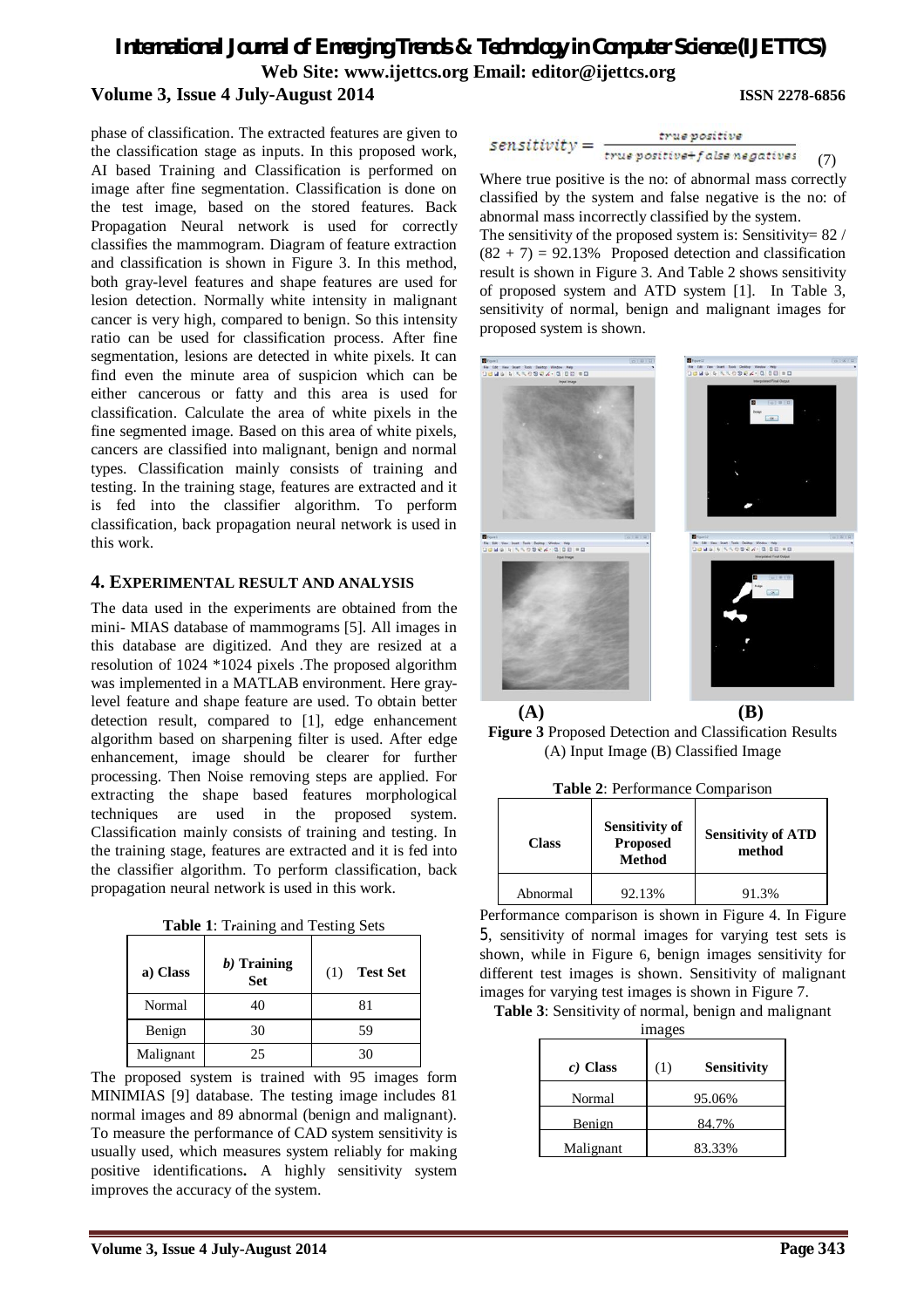phase of classification. The extracted features are given to the classification stage as inputs. In this proposed work, AI based Training and Classification is performed on image after fine segmentation. Classification is done on the test image, based on the stored features. Back Propagation Neural network is used for correctly classifies the mammogram. Diagram of feature extraction and classification is shown in Figure 3. In this method, both gray-level features and shape features are used for lesion detection. Normally white intensity in malignant cancer is very high, compared to benign. So this intensity ratio can be used for classification process. After fine segmentation, lesions are detected in white pixels. It can find even the minute area of suspicion which can be either cancerous or fatty and this area is used for classification. Calculate the area of white pixels in the fine segmented image. Based on this area of white pixels, cancers are classified into malignant, benign and normal types. Classification mainly consists of training and testing. In the training stage, features are extracted and it is fed into the classifier algorithm. To perform classification, back propagation neural network is used in this work.

## 4. EXPERIMENTAL RESULT AND ANALYSIS

The data used in the experiments are obtained from the mini- MIAS database of mammograms [5]. All images in this database are digitized. And they are resized at a resolution of 1024 *1024 pixels .The proposed algorithm was implemented in a MATLAB environment. Here gray-level feature and shape feature are used. To obtain better detection result, compared to [1], edge enhancement algorithm based on sharpening filter is used. After edge enhancement, image should be clearer for further processing. Then Noise removing steps are applied. For extracting the shape based features morphological techniques are used in the proposed system. Classification mainly consists of training and testing. In the training stage, features are extracted and it is fed into the classifier algorithm. To perform classification, back propagation neural network is used in this work.

**Table 1**: Training and Testing Sets

| a) Class | *b)* Training Set | (1) Test Set |
|---|---|---|
| Normal | 40 | 81 |
| Benign | 30 | 59 |
| Malignant | 25 | 30 |

The proposed system is trained with 95 images form MINIMIAS [9] database. The testing image includes 81 normal images and 89 abnormal (benign and malignant). To measure the performance of CAD system sensitivity is usually used, which measures system reliably for making positive identifications**.** A highly sensitivity system improves the accuracy of the system.

$$sensitivity = \frac{true\ positive}{true\ positive + false\ negatives} \quad (7)$$

Where true positive is the no: of abnormal mass correctly classified by the system and false negative is the no: of abnormal mass incorrectly classified by the system.

The sensitivity of the proposed system is: Sensitivity= 82 / (82 + 7) = 92.13% Proposed detection and classification result is shown in Figure 3. And Table 2 shows sensitivity of proposed system and ATD system [1]. In Table 3, sensitivity of normal, benign and malignant images for proposed system is shown.

(A) (B)

**Figure 3** Proposed Detection and Classification Results (A) Input Image (B) Classified Image

**Table 2**: Performance Comparison

| Class | Sensitivity of Proposed Method | Sensitivity of ATD method |
|---|---|---|
| Abnormal | 92.13% | 91.3% |

Performance comparison is shown in Figure 4. In Figure 5, sensitivity of normal images for varying test sets is shown, while in Figure 6, benign images sensitivity for different test images is shown. Sensitivity of malignant images for varying test images is shown in Figure 7.

**Table 3**: Sensitivity of normal, benign and malignant images

| *c)* Class | (1) Sensitivity |
|---|---|
| Normal | 95.06% |
| Benign | 84.7% |
| Malignant | 83.33% |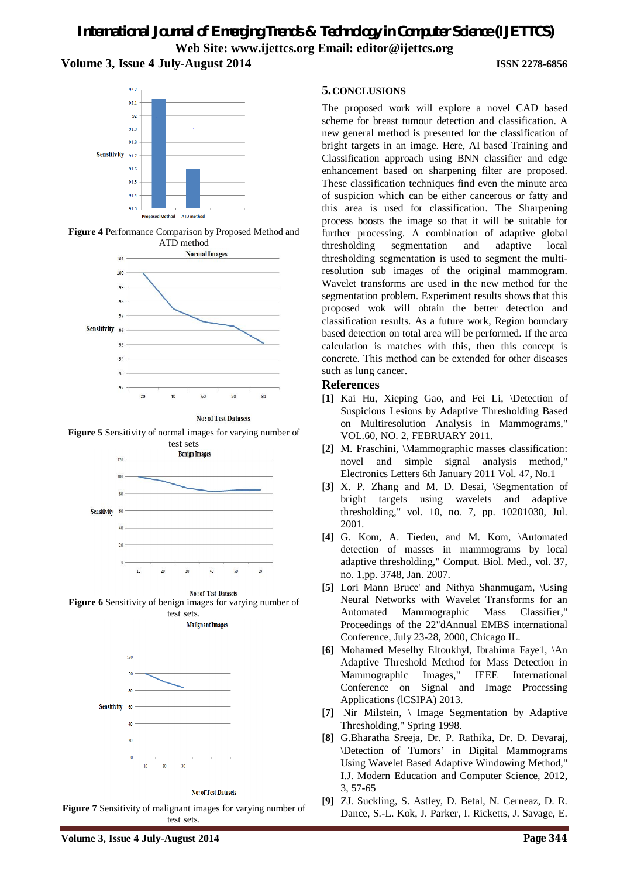**Figure 4** Performance Comparison by Proposed Method and ATD method

**Figure 5** Sensitivity of normal images for varying number of test sets

**Figure 6** Sensitivity of benign images for varying number of test sets.

**Figure 7** Sensitivity of malignant images for varying number of test sets.

## 5. CONCLUSIONS

The proposed work will explore a novel CAD based scheme for breast tumour detection and classification. A new general method is presented for the classification of bright targets in an image. Here, AI based Training and Classification approach using BNN classifier and edge enhancement based on sharpening filter are proposed. These classification techniques find even the minute area of suspicion which can be either cancerous or fatty and this area is used for classification. The Sharpening process boosts the image so that it will be suitable for further processing. A combination of adaptive global thresholding segmentation and adaptive local thresholding segmentation is used to segment the multi-resolution sub images of the original mammogram. Wavelet transforms are used in the new method for the segmentation problem. Experiment results shows that this proposed wok will obtain the better detection and classification results. As a future work, Region boundary based detection on total area will be performed. If the area calculation is matches with this, then this concept is concrete. This method can be extended for other diseases such as lung cancer.

## References

**[1]** Kai Hu, Xieping Gao, and Fei Li, \Detection of Suspicious Lesions by Adaptive Thresholding Based on Multiresolution Analysis in Mammograms," VOL.60, NO. 2, FEBRUARY 2011.

**[2]** M. Fraschini, \Mammographic masses classification: novel and simple signal analysis method," Electronics Letters 6th January 2011 Vol. 47, No.1

**[3]** X. P. Zhang and M. D. Desai, \Segmentation of bright targets using wavelets and adaptive thresholding," vol. 10, no. 7, pp. 10201030, Jul. 2001.

**[4]** G. Kom, A. Tiedeu, and M. Kom, \Automated detection of masses in mammograms by local adaptive thresholding," Comput. Biol. Med., vol. 37, no. 1,pp. 3748, Jan. 2007.

**[5]** Lori Mann Bruce' and Nithya Shanmugam, \Using Neural Networks with Wavelet Transforms for an Automated Mammographic Mass Classifier," Proceedings of the 22"dAnnual EMBS international Conference, July 23-28, 2000, Chicago IL.

**[6]** Mohamed Meselhy Eltoukhyl, Ibrahima Faye1, \An Adaptive Threshold Method for Mass Detection in Mammographic Images," IEEE International Conference on Signal and Image Processing Applications (lCSIPA) 2013.

**[7]** Nir Milstein, \ Image Segmentation by Adaptive Thresholding," Spring 1998.

**[8]** G.Bharatha Sreeja, Dr. P. Rathika, Dr. D. Devaraj, \Detection of Tumors' in Digital Mammograms Using Wavelet Based Adaptive Windowing Method," I.J. Modern Education and Computer Science, 2012, 3, 57-65

**[9]** ZJ. Suckling, S. Astley, D. Betal, N. Cerneaz, D. R. Dance, S.-L. Kok, J. Parker, I. Ricketts, J. Savage, E.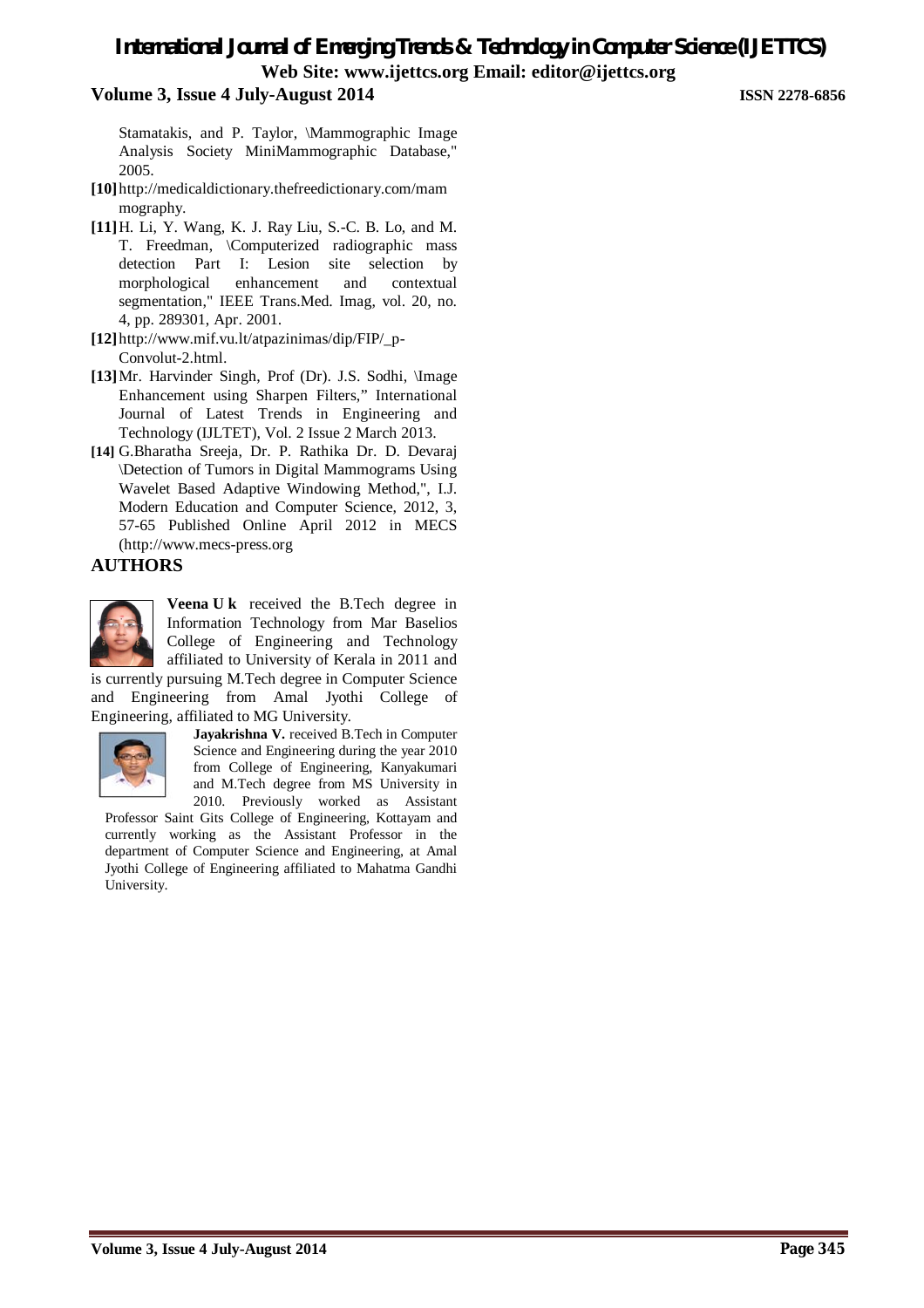Stamatakis, and P. Taylor, \Mammographic Image Analysis Society MiniMammographic Database," 2005.

**[10]** http://medicaldictionary.thefreedictionary.com/mammography.

**[11]** H. Li, Y. Wang, K. J. Ray Liu, S.-C. B. Lo, and M. T. Freedman, \Computerized radiographic mass detection Part I: Lesion site selection by morphological enhancement and contextual segmentation," IEEE Trans.Med. Imag, vol. 20, no. 4, pp. 289301, Apr. 2001.

**[12]** http://www.mif.vu.lt/atpazinimas/dip/FIP/_p-Convolut-2.html.

**[13]** Mr. Harvinder Singh, Prof (Dr). J.S. Sodhi, \Image Enhancement using Sharpen Filters," International Journal of Latest Trends in Engineering and Technology (IJLTET), Vol. 2 Issue 2 March 2013.

**[14]** G.Bharatha Sreeja, Dr. P. Rathika Dr. D. Devaraj \Detection of Tumors in Digital Mammograms Using Wavelet Based Adaptive Windowing Method,", I.J. Modern Education and Computer Science, 2012, 3, 57-65 Published Online April 2012 in MECS (http://www.mecs-press.org

## AUTHORS

**Veena U k** received the B.Tech degree in Information Technology from Mar Baselios College of Engineering and Technology affiliated to University of Kerala in 2011 and is currently pursuing M.Tech degree in Computer Science and Engineering from Amal Jyothi College of Engineering, affiliated to MG University.

**Jayakrishna V.** received B.Tech in Computer Science and Engineering during the year 2010 from College of Engineering, Kanyakumari and M.Tech degree from MS University in 2010. Previously worked as Assistant Professor Saint Gits College of Engineering, Kottayam and currently working as the Assistant Professor in the department of Computer Science and Engineering, at Amal Jyothi College of Engineering affiliated to Mahatma Gandhi University.